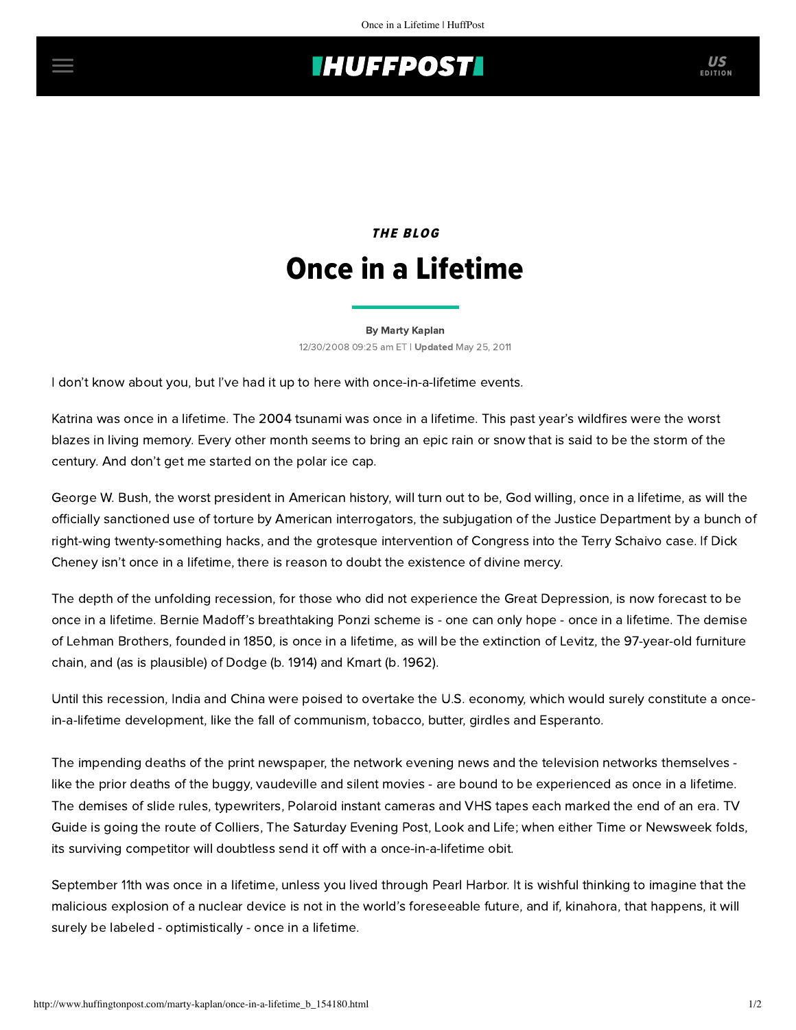*THE BLOG*

# Once in a Lifetime

By Marty Kaplan

12/30/2008 09:25 am ET | **Updated** May 25, 2011

I don't know about you, but I've had it up to here with once-in-a-lifetime events.

Katrina was once in a lifetime. The 2004 tsunami was once in a lifetime. This past year's wildfires were the worst blazes in living memory. Every other month seems to bring an epic rain or snow that is said to be the storm of the century. And don't get me started on the polar ice cap.

George W. Bush, the worst president in American history, will turn out to be, God willing, once in a lifetime, as will the officially sanctioned use of torture by American interrogators, the subjugation of the Justice Department by a bunch of right-wing twenty-something hacks, and the grotesque intervention of Congress into the Terry Schaivo case. If Dick Cheney isn't once in a lifetime, there is reason to doubt the existence of divine mercy.

The depth of the unfolding recession, for those who did not experience the Great Depression, is now forecast to be once in a lifetime. Bernie Madoff's breathtaking Ponzi scheme is - one can only hope - once in a lifetime. The demise of Lehman Brothers, founded in 1850, is once in a lifetime, as will be the extinction of Levitz, the 97-year-old furniture chain, and (as is plausible) of Dodge (b. 1914) and Kmart (b. 1962).

Until this recession, India and China were poised to overtake the U.S. economy, which would surely constitute a once-in-a-lifetime development, like the fall of communism, tobacco, butter, girdles and Esperanto.

The impending deaths of the print newspaper, the network evening news and the television networks themselves - like the prior deaths of the buggy, vaudeville and silent movies - are bound to be experienced as once in a lifetime. The demises of slide rules, typewriters, Polaroid instant cameras and VHS tapes each marked the end of an era. TV Guide is going the route of Colliers, The Saturday Evening Post, Look and Life; when either Time or Newsweek folds, its surviving competitor will doubtless send it off with a once-in-a-lifetime obit.

September 11th was once in a lifetime, unless you lived through Pearl Harbor. It is wishful thinking to imagine that the malicious explosion of a nuclear device is not in the world's foreseeable future, and if, kinahora, that happens, it will surely be labeled - optimistically - once in a lifetime.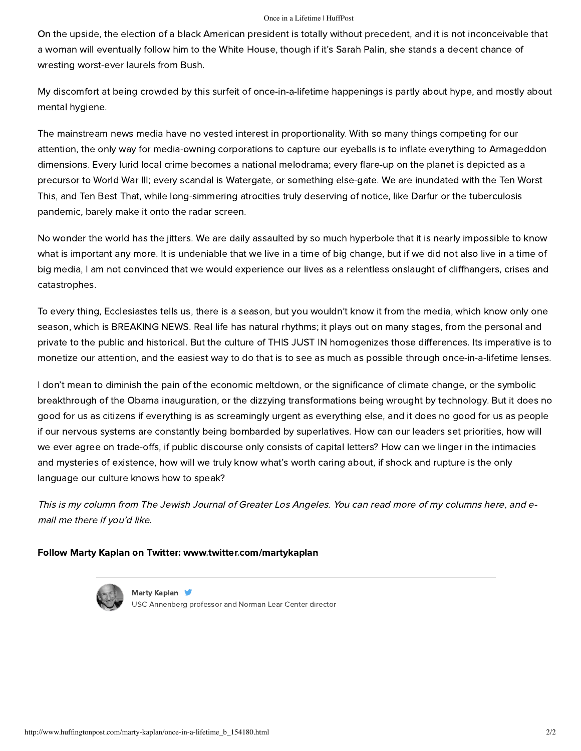On the upside, the election of a black American president is totally without precedent, and it is not inconceivable that a woman will eventually follow him to the White House, though if it's Sarah Palin, she stands a decent chance of wresting worst-ever laurels from Bush.

My discomfort at being crowded by this surfeit of once-in-a-lifetime happenings is partly about hype, and mostly about mental hygiene.

The mainstream news media have no vested interest in proportionality. With so many things competing for our attention, the only way for media-owning corporations to capture our eyeballs is to inflate everything to Armageddon dimensions. Every lurid local crime becomes a national melodrama; every flare-up on the planet is depicted as a precursor to World War III; every scandal is Watergate, or something else-gate. We are inundated with the Ten Worst This, and Ten Best That, while long-simmering atrocities truly deserving of notice, like Darfur or the tuberculosis pandemic, barely make it onto the radar screen.

No wonder the world has the jitters. We are daily assaulted by so much hyperbole that it is nearly impossible to know what is important any more. It is undeniable that we live in a time of big change, but if we did not also live in a time of big media, I am not convinced that we would experience our lives as a relentless onslaught of cliffhangers, crises and catastrophes.

To every thing, Ecclesiastes tells us, there is a season, but you wouldn't know it from the media, which know only one season, which is BREAKING NEWS. Real life has natural rhythms; it plays out on many stages, from the personal and private to the public and historical. But the culture of THIS JUST IN homogenizes those differences. Its imperative is to monetize our attention, and the easiest way to do that is to see as much as possible through once-in-a-lifetime lenses.

I don't mean to diminish the pain of the economic meltdown, or the significance of climate change, or the symbolic breakthrough of the Obama inauguration, or the dizzying transformations being wrought by technology. But it does no good for us as citizens if everything is as screamingly urgent as everything else, and it does no good for us as people if our nervous systems are constantly being bombarded by superlatives. How can our leaders set priorities, how will we ever agree on trade-offs, if public discourse only consists of capital letters? How can we linger in the intimacies and mysteries of existence, how will we truly know what's worth caring about, if shock and rupture is the only language our culture knows how to speak?

*This is my column from The Jewish Journal of Greater Los Angeles. You can read more of my columns here, and e-mail me there if you'd like.*

**Follow Marty Kaplan on Twitter: www.twitter.com/martykaplan**

Marty Kaplan

USC Annenberg professor and Norman Lear Center director